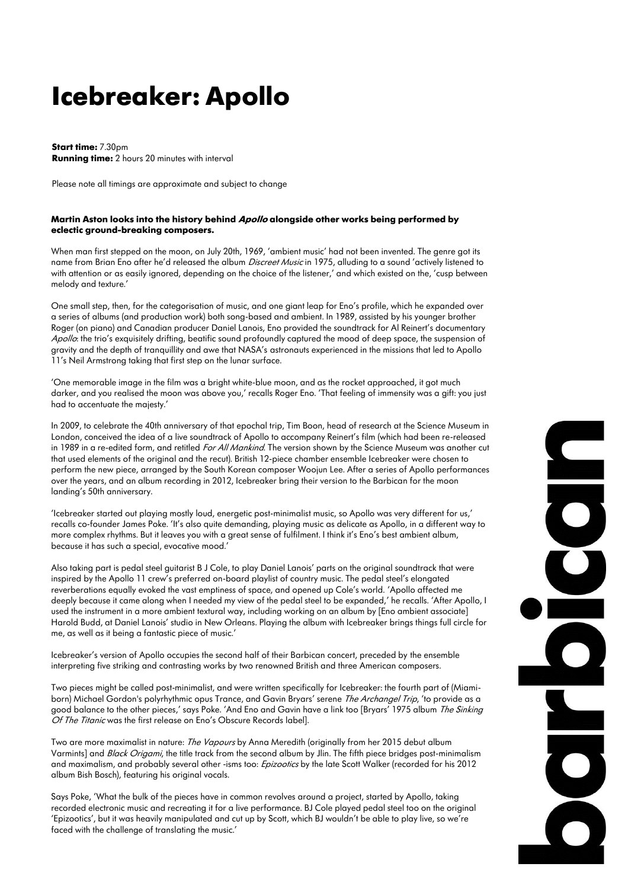# Icebreaker: Apollo

**Start time:** 7.30pm
**Running time:** 2 hours 20 minutes with interval

Please note all timings are approximate and subject to change

**Martin Aston looks into the history behind *Apollo* alongside other works being performed by eclectic ground-breaking composers.**

When man first stepped on the moon, on July 20th, 1969, 'ambient music' had not been invented. The genre got its name from Brian Eno after he'd released the album *Discreet Music* in 1975, alluding to a sound 'actively listened to with attention or as easily ignored, depending on the choice of the listener,' and which existed on the, 'cusp between melody and texture.'

One small step, then, for the categorisation of music, and one giant leap for Eno's profile, which he expanded over a series of albums (and production work) both song-based and ambient. In 1989, assisted by his younger brother Roger (on piano) and Canadian producer Daniel Lanois, Eno provided the soundtrack for Al Reinert's documentary *Apollo*: the trio's exquisitely drifting, beatific sound profoundly captured the mood of deep space, the suspension of gravity and the depth of tranquillity and awe that NASA's astronauts experienced in the missions that led to Apollo 11's Neil Armstrong taking that first step on the lunar surface.

'One memorable image in the film was a bright white-blue moon, and as the rocket approached, it got much darker, and you realised the moon was above you,' recalls Roger Eno. 'That feeling of immensity was a gift: you just had to accentuate the majesty.'

In 2009, to celebrate the 40th anniversary of that epochal trip, Tim Boon, head of research at the Science Museum in London, conceived the idea of a live soundtrack of Apollo to accompany Reinert's film (which had been re-released in 1989 in a re-edited form, and retitled *For All Mankind*. The version shown by the Science Museum was another cut that used elements of the original and the recut). British 12-piece chamber ensemble Icebreaker were chosen to perform the new piece, arranged by the South Korean composer Woojun Lee. After a series of Apollo performances over the years, and an album recording in 2012, Icebreaker bring their version to the Barbican for the moon landing's 50th anniversary.

'Icebreaker started out playing mostly loud, energetic post-minimalist music, so Apollo was very different for us,' recalls co-founder James Poke. 'It's also quite demanding, playing music as delicate as Apollo, in a different way to more complex rhythms. But it leaves you with a great sense of fulfilment. I think it's Eno's best ambient album, because it has such a special, evocative mood.'

Also taking part is pedal steel guitarist B J Cole, to play Daniel Lanois' parts on the original soundtrack that were inspired by the Apollo 11 crew's preferred on-board playlist of country music. The pedal steel's elongated reverberations equally evoked the vast emptiness of space, and opened up Cole's world. 'Apollo affected me deeply because it came along when I needed my view of the pedal steel to be expanded,' he recalls. 'After Apollo, I used the instrument in a more ambient textural way, including working on an album by [Eno ambient associate] Harold Budd, at Daniel Lanois' studio in New Orleans. Playing the album with Icebreaker brings things full circle for me, as well as it being a fantastic piece of music.'

Icebreaker's version of Apollo occupies the second half of their Barbican concert, preceded by the ensemble interpreting five striking and contrasting works by two renowned British and three American composers.

Two pieces might be called post-minimalist, and were written specifically for Icebreaker: the fourth part of (Miami-born) Michael Gordon's polyrhythmic opus Trance, and Gavin Bryars' serene *The Archangel Trip*, 'to provide as a good balance to the other pieces,' says Poke. 'And Eno and Gavin have a link too [Bryars' 1975 album *The Sinking Of The Titanic* was the first release on Eno's Obscure Records label].

Two are more maximalist in nature: *The Vapours* by Anna Meredith (originally from her 2015 debut album Varmints] and *Black Origami*, the title track from the second album by Jlin. The fifth piece bridges post-minimalism and maximalism, and probably several other -isms too: *Epizootics* by the late Scott Walker (recorded for his 2012 album Bish Bosch), featuring his original vocals.

Says Poke, 'What the bulk of the pieces have in common revolves around a project, started by Apollo, taking recorded electronic music and recreating it for a live performance. BJ Cole played pedal steel too on the original 'Epizootics', but it was heavily manipulated and cut up by Scott, which BJ wouldn't be able to play live, so we're faced with the challenge of translating the music.'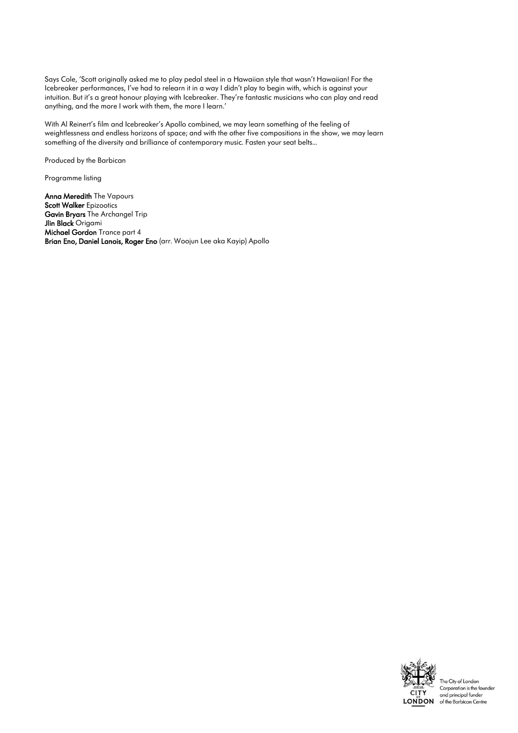Says Cole, 'Scott originally asked me to play pedal steel in a Hawaiian style that wasn't Hawaiian! For the Icebreaker performances, I've had to relearn it in a way I didn't play to begin with, which is against your intuition. But it's a great honour playing with Icebreaker. They're fantastic musicians who can play and read anything, and the more I work with them, the more I learn.'

With Al Reinert's film and Icebreaker's Apollo combined, we may learn something of the feeling of weightlessness and endless horizons of space; and with the other five compositions in the show, we may learn something of the diversity and brilliance of contemporary music. Fasten your seat belts…

Produced by the Barbican

Programme listing

**Anna Meredith** The Vapours
**Scott Walker** Epizootics
**Gavin Bryars** The Archangel Trip
**Jlin Black** Origami
**Michael Gordon** Trance part 4
**Brian Eno, Daniel Lanois, Roger Eno** (arr. Woojun Lee aka Kayip) Apollo

The City of London Corporation is the founder and principal funder of the Barbican Centre